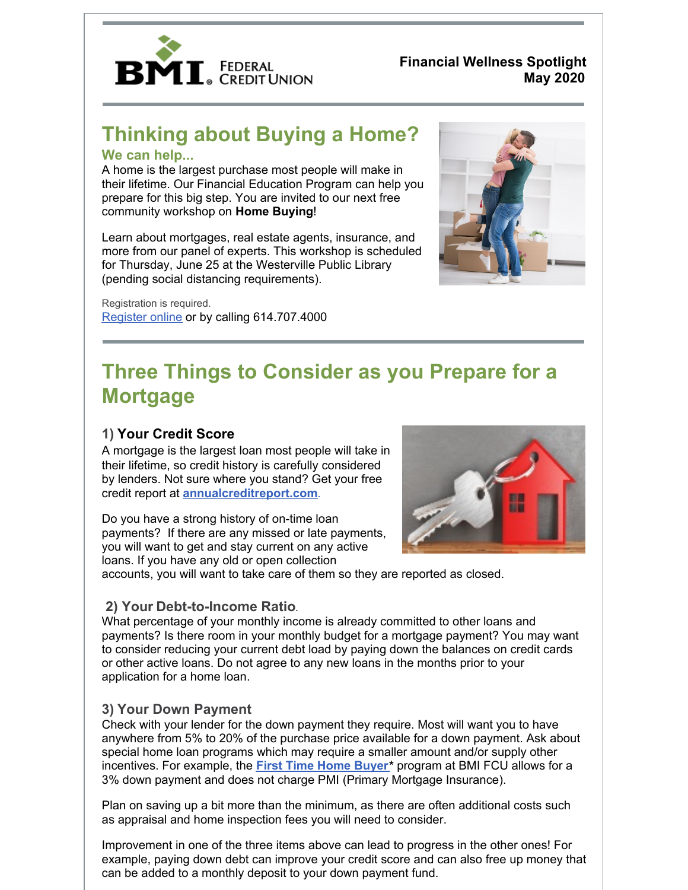BMI FEDERAL CREDIT UNION

**Financial Wellness Spotlight**
**May 2020**

# Thinking about Buying a Home?

### We can help...

A home is the largest purchase most people will make in their lifetime. Our Financial Education Program can help you prepare for this big step. You are invited to our next free community workshop on **Home Buying**!

Learn about mortgages, real estate agents, insurance, and more from our panel of experts. This workshop is scheduled for Thursday, June 25 at the Westerville Public Library (pending social distancing requirements).

Registration is required.
Register online or by calling 614.707.4000

# Three Things to Consider as you Prepare for a Mortgage

### 1) Your Credit Score

A mortgage is the largest loan most people will take in their lifetime, so credit history is carefully considered by lenders. Not sure where you stand? Get your free credit report at **annualcreditreport.com**.

Do you have a strong history of on-time loan payments? If there are any missed or late payments, you will want to get and stay current on any active loans. If you have any old or open collection accounts, you will want to take care of them so they are reported as closed.

### 2) Your Debt-to-Income Ratio.

What percentage of your monthly income is already committed to other loans and payments? Is there room in your monthly budget for a mortgage payment? You may want to consider reducing your current debt load by paying down the balances on credit cards or other active loans. Do not agree to any new loans in the months prior to your application for a home loan.

### 3) Your Down Payment

Check with your lender for the down payment they require. Most will want you to have anywhere from 5% to 20% of the purchase price available for a down payment. Ask about special home loan programs which may require a smaller amount and/or supply other incentives. For example, the **First Time Home Buyer*** program at BMI FCU allows for a 3% down payment and does not charge PMI (Primary Mortgage Insurance).

Plan on saving up a bit more than the minimum, as there are often additional costs such as appraisal and home inspection fees you will need to consider.

Improvement in one of the three items above can lead to progress in the other ones! For example, paying down debt can improve your credit score and can also free up money that can be added to a monthly deposit to your down payment fund.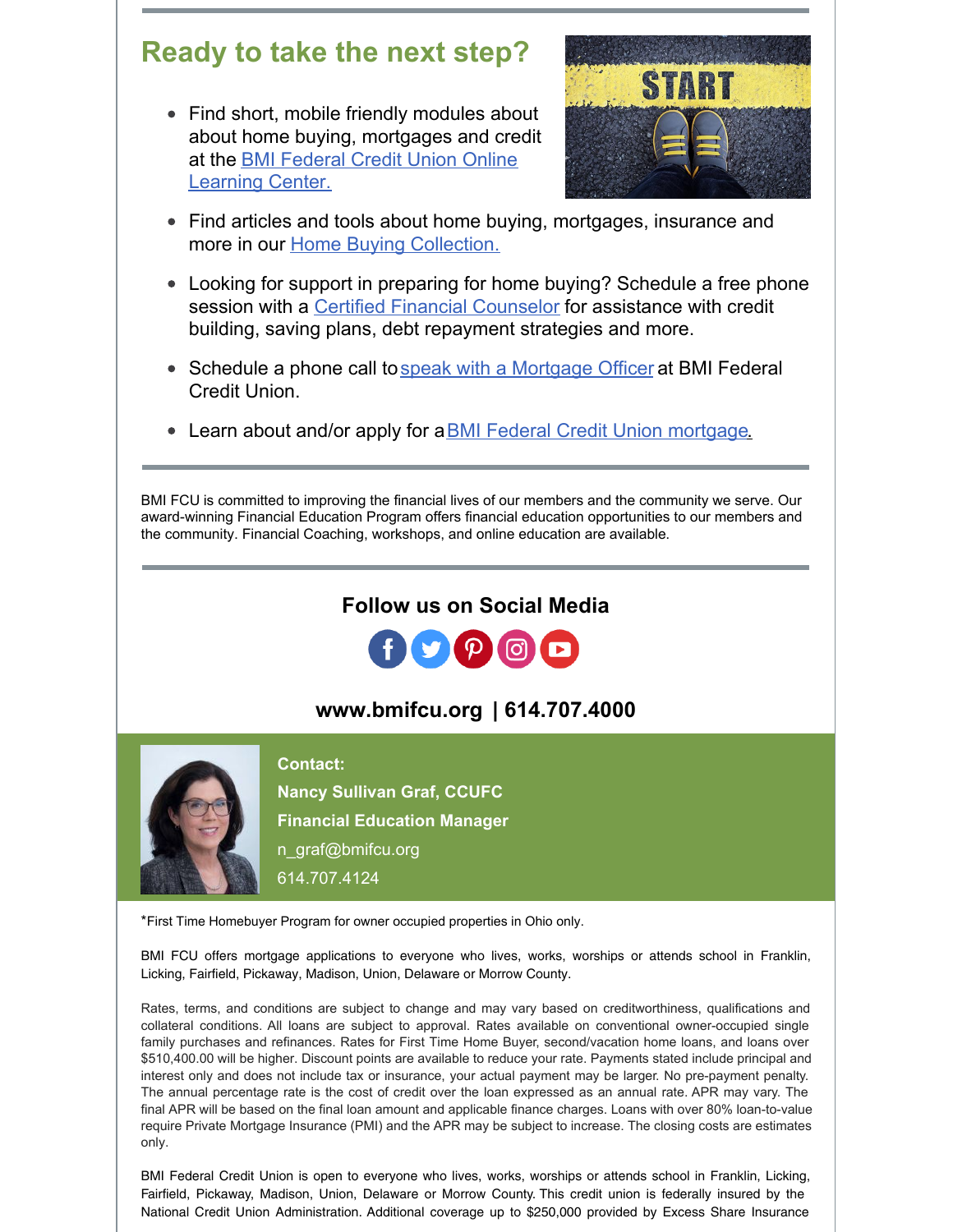## Ready to take the next step?

- Find short, mobile friendly modules about about home buying, mortgages and credit at the BMI Federal Credit Union Online Learning Center.
- Find articles and tools about home buying, mortgages, insurance and more in our Home Buying Collection.
- Looking for support in preparing for home buying? Schedule a free phone session with a Certified Financial Counselor for assistance with credit building, saving plans, debt repayment strategies and more.
- Schedule a phone call to speak with a Mortgage Officer at BMI Federal Credit Union.
- Learn about and/or apply for a BMI Federal Credit Union mortgage.

---

BMI FCU is committed to improving the financial lives of our members and the community we serve. Our award-winning Financial Education Program offers financial education opportunities to our members and the community. Financial Coaching, workshops, and online education are available.

---

### Follow us on Social Media

### www.bmifcu.org | 614.707.4000

**Contact:**
**Nancy Sullivan Graf, CCUFC**
**Financial Education Manager**
n_graf@bmifcu.org
614.707.4124

*First Time Homebuyer Program for owner occupied properties in Ohio only.

BMI FCU offers mortgage applications to everyone who lives, works, worships or attends school in Franklin, Licking, Fairfield, Pickaway, Madison, Union, Delaware or Morrow County.

Rates, terms, and conditions are subject to change and may vary based on creditworthiness, qualifications and collateral conditions. All loans are subject to approval. Rates available on conventional owner-occupied single family purchases and refinances. Rates for First Time Home Buyer, second/vacation home loans, and loans over $510,400.00 will be higher. Discount points are available to reduce your rate. Payments stated include principal and interest only and does not include tax or insurance, your actual payment may be larger. No pre-payment penalty. The annual percentage rate is the cost of credit over the loan expressed as an annual rate. APR may vary. The final APR will be based on the final loan amount and applicable finance charges. Loans with over 80% loan-to-value require Private Mortgage Insurance (PMI) and the APR may be subject to increase. The closing costs are estimates only.

BMI Federal Credit Union is open to everyone who lives, works, worships or attends school in Franklin, Licking, Fairfield, Pickaway, Madison, Union, Delaware or Morrow County. This credit union is federally insured by the National Credit Union Administration. Additional coverage up to $250,000 provided by Excess Share Insurance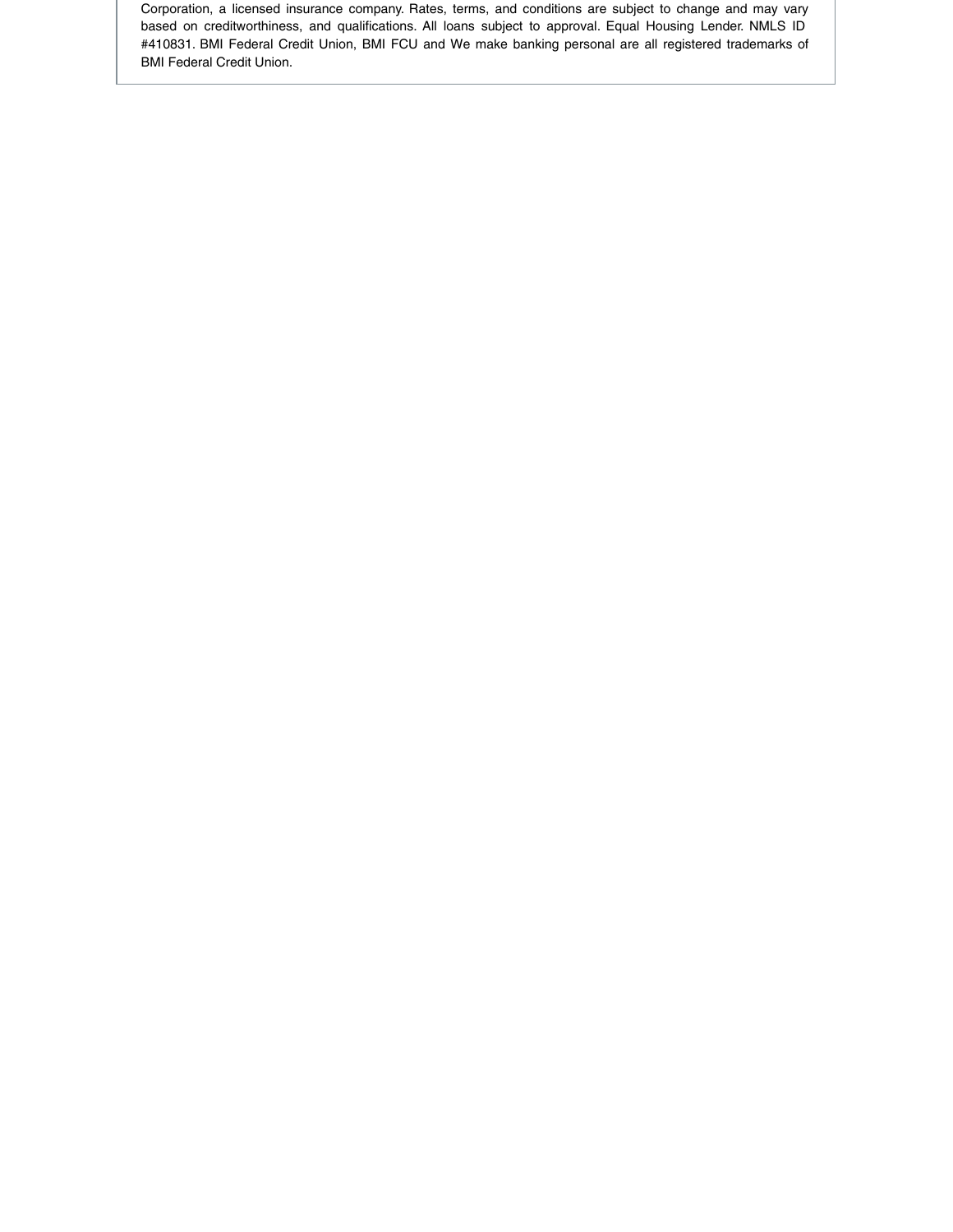Corporation, a licensed insurance company. Rates, terms, and conditions are subject to change and may vary based on creditworthiness, and qualifications. All loans subject to approval. Equal Housing Lender. NMLS ID #410831. BMI Federal Credit Union, BMI FCU and We make banking personal are all registered trademarks of BMI Federal Credit Union.